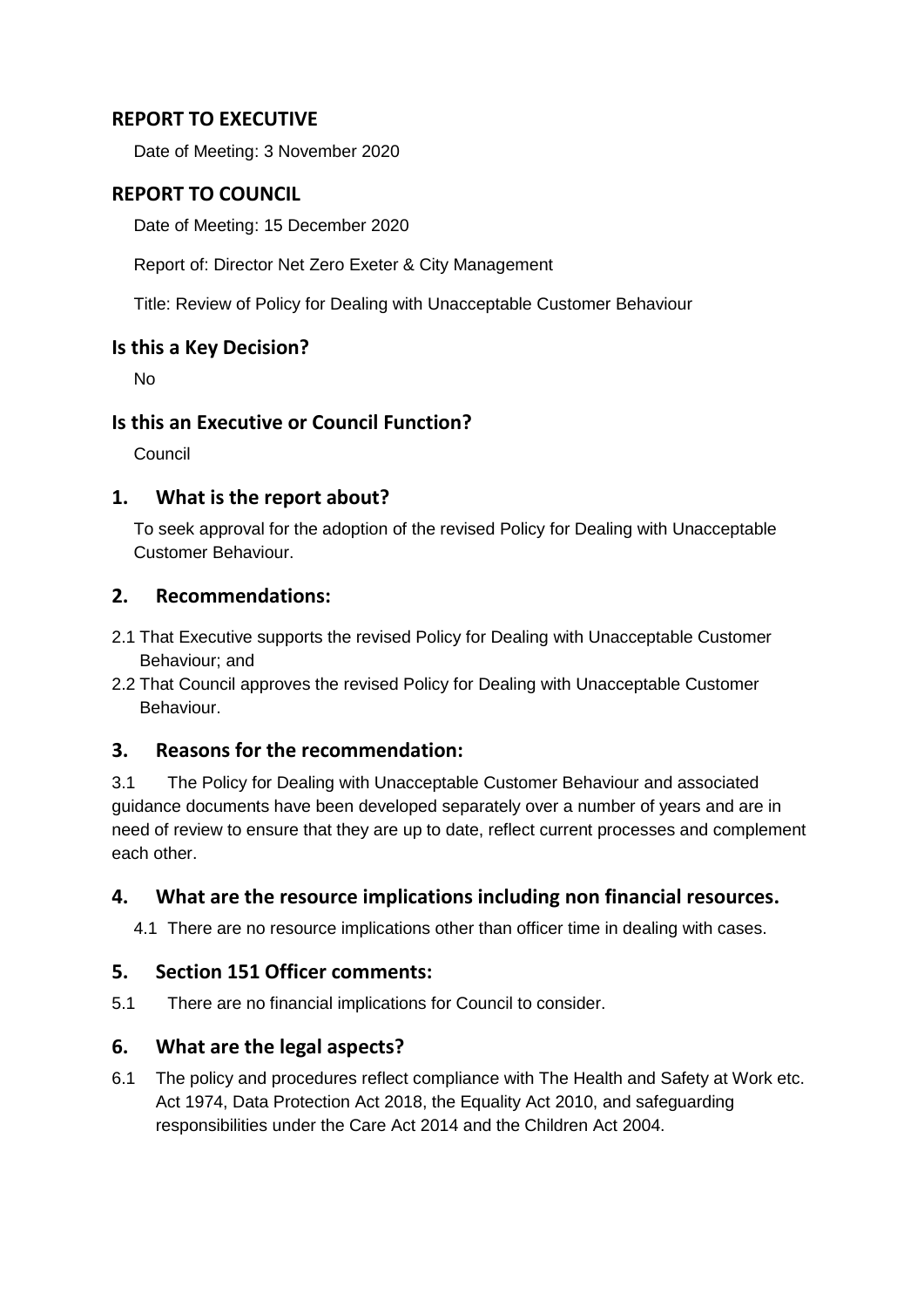## REPORT TO EXECUTIVE

Date of Meeting: 3 November 2020

## REPORT TO COUNCIL

Date of Meeting: 15 December 2020

Report of: Director Net Zero Exeter & City Management

Title: Review of Policy for Dealing with Unacceptable Customer Behaviour

## Is this a Key Decision?

No

## Is this an Executive or Council Function?

Council

## 1. What is the report about?

To seek approval for the adoption of the revised Policy for Dealing with Unacceptable Customer Behaviour.

## 2. Recommendations:

2.1 That Executive supports the revised Policy for Dealing with Unacceptable Customer Behaviour; and

2.2 That Council approves the revised Policy for Dealing with Unacceptable Customer Behaviour.

## 3. Reasons for the recommendation:

3.1 The Policy for Dealing with Unacceptable Customer Behaviour and associated guidance documents have been developed separately over a number of years and are in need of review to ensure that they are up to date, reflect current processes and complement each other.

## 4. What are the resource implications including non financial resources.

4.1 There are no resource implications other than officer time in dealing with cases.

## 5. Section 151 Officer comments:

5.1 There are no financial implications for Council to consider.

## 6. What are the legal aspects?

6.1 The policy and procedures reflect compliance with The Health and Safety at Work etc. Act 1974, Data Protection Act 2018, the Equality Act 2010, and safeguarding responsibilities under the Care Act 2014 and the Children Act 2004.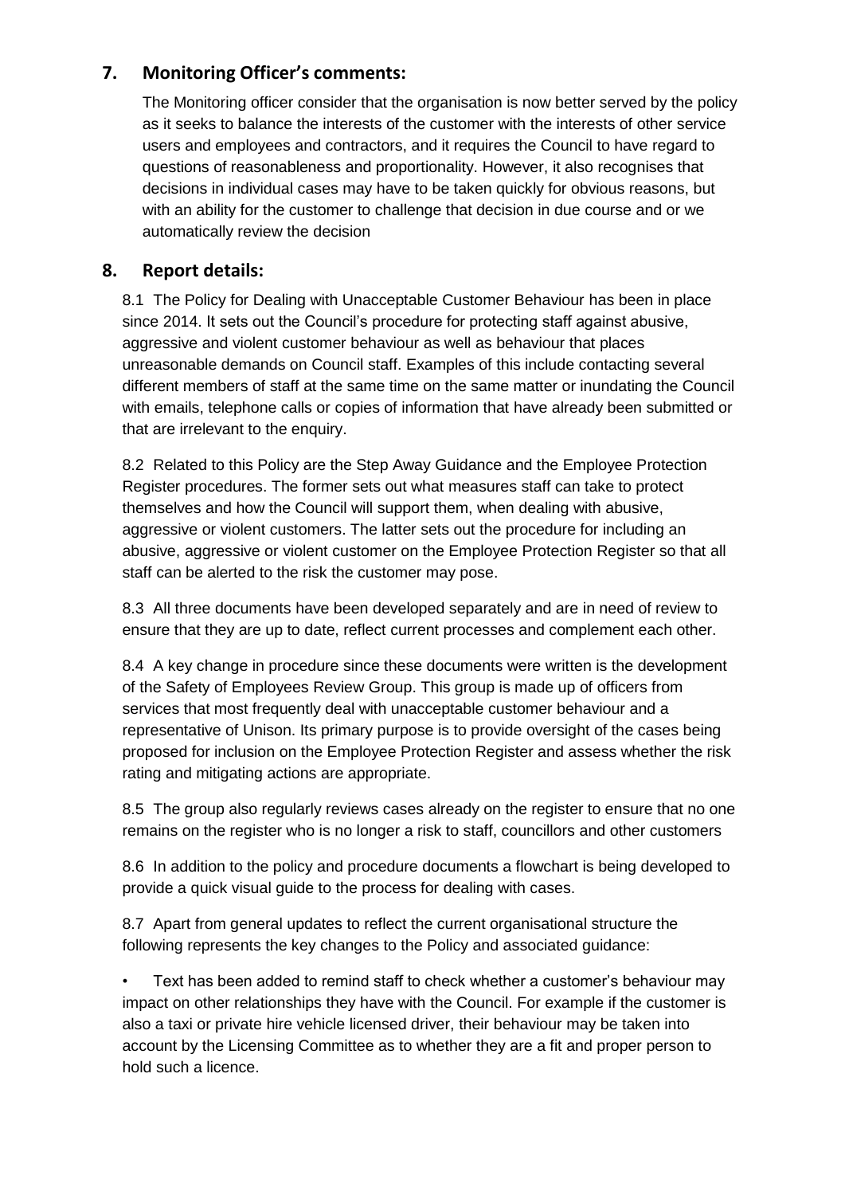## 7. Monitoring Officer's comments:

The Monitoring officer consider that the organisation is now better served by the policy as it seeks to balance the interests of the customer with the interests of other service users and employees and contractors, and it requires the Council to have regard to questions of reasonableness and proportionality. However, it also recognises that decisions in individual cases may have to be taken quickly for obvious reasons, but with an ability for the customer to challenge that decision in due course and or we automatically review the decision

## 8. Report details:

8.1 The Policy for Dealing with Unacceptable Customer Behaviour has been in place since 2014. It sets out the Council's procedure for protecting staff against abusive, aggressive and violent customer behaviour as well as behaviour that places unreasonable demands on Council staff. Examples of this include contacting several different members of staff at the same time on the same matter or inundating the Council with emails, telephone calls or copies of information that have already been submitted or that are irrelevant to the enquiry.

8.2 Related to this Policy are the Step Away Guidance and the Employee Protection Register procedures. The former sets out what measures staff can take to protect themselves and how the Council will support them, when dealing with abusive, aggressive or violent customers. The latter sets out the procedure for including an abusive, aggressive or violent customer on the Employee Protection Register so that all staff can be alerted to the risk the customer may pose.

8.3 All three documents have been developed separately and are in need of review to ensure that they are up to date, reflect current processes and complement each other.

8.4 A key change in procedure since these documents were written is the development of the Safety of Employees Review Group. This group is made up of officers from services that most frequently deal with unacceptable customer behaviour and a representative of Unison. Its primary purpose is to provide oversight of the cases being proposed for inclusion on the Employee Protection Register and assess whether the risk rating and mitigating actions are appropriate.

8.5 The group also regularly reviews cases already on the register to ensure that no one remains on the register who is no longer a risk to staff, councillors and other customers

8.6 In addition to the policy and procedure documents a flowchart is being developed to provide a quick visual guide to the process for dealing with cases.

8.7 Apart from general updates to reflect the current organisational structure the following represents the key changes to the Policy and associated guidance:

- Text has been added to remind staff to check whether a customer's behaviour may impact on other relationships they have with the Council. For example if the customer is also a taxi or private hire vehicle licensed driver, their behaviour may be taken into account by the Licensing Committee as to whether they are a fit and proper person to hold such a licence.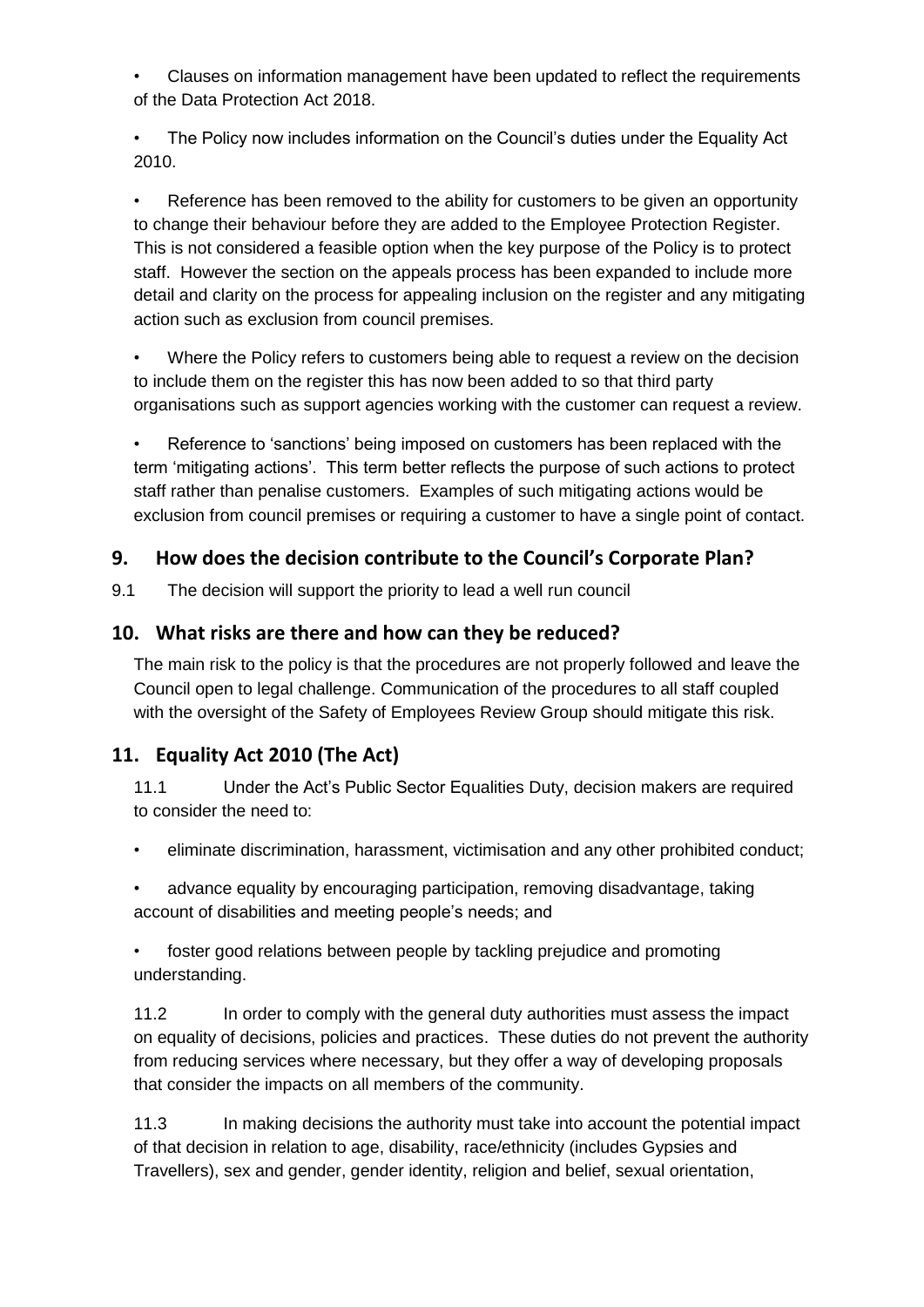- Clauses on information management have been updated to reflect the requirements of the Data Protection Act 2018.
- The Policy now includes information on the Council's duties under the Equality Act 2010.
- Reference has been removed to the ability for customers to be given an opportunity to change their behaviour before they are added to the Employee Protection Register. This is not considered a feasible option when the key purpose of the Policy is to protect staff. However the section on the appeals process has been expanded to include more detail and clarity on the process for appealing inclusion on the register and any mitigating action such as exclusion from council premises.
- Where the Policy refers to customers being able to request a review on the decision to include them on the register this has now been added to so that third party organisations such as support agencies working with the customer can request a review.
- Reference to 'sanctions' being imposed on customers has been replaced with the term 'mitigating actions'. This term better reflects the purpose of such actions to protect staff rather than penalise customers. Examples of such mitigating actions would be exclusion from council premises or requiring a customer to have a single point of contact.

## 9. How does the decision contribute to the Council's Corporate Plan?

9.1 The decision will support the priority to lead a well run council

## 10. What risks are there and how can they be reduced?

The main risk to the policy is that the procedures are not properly followed and leave the Council open to legal challenge. Communication of the procedures to all staff coupled with the oversight of the Safety of Employees Review Group should mitigate this risk.

## 11. Equality Act 2010 (The Act)

11.1 Under the Act's Public Sector Equalities Duty, decision makers are required to consider the need to:

- eliminate discrimination, harassment, victimisation and any other prohibited conduct;
- advance equality by encouraging participation, removing disadvantage, taking account of disabilities and meeting people's needs; and
- foster good relations between people by tackling prejudice and promoting understanding.

11.2 In order to comply with the general duty authorities must assess the impact on equality of decisions, policies and practices. These duties do not prevent the authority from reducing services where necessary, but they offer a way of developing proposals that consider the impacts on all members of the community.

11.3 In making decisions the authority must take into account the potential impact of that decision in relation to age, disability, race/ethnicity (includes Gypsies and Travellers), sex and gender, gender identity, religion and belief, sexual orientation,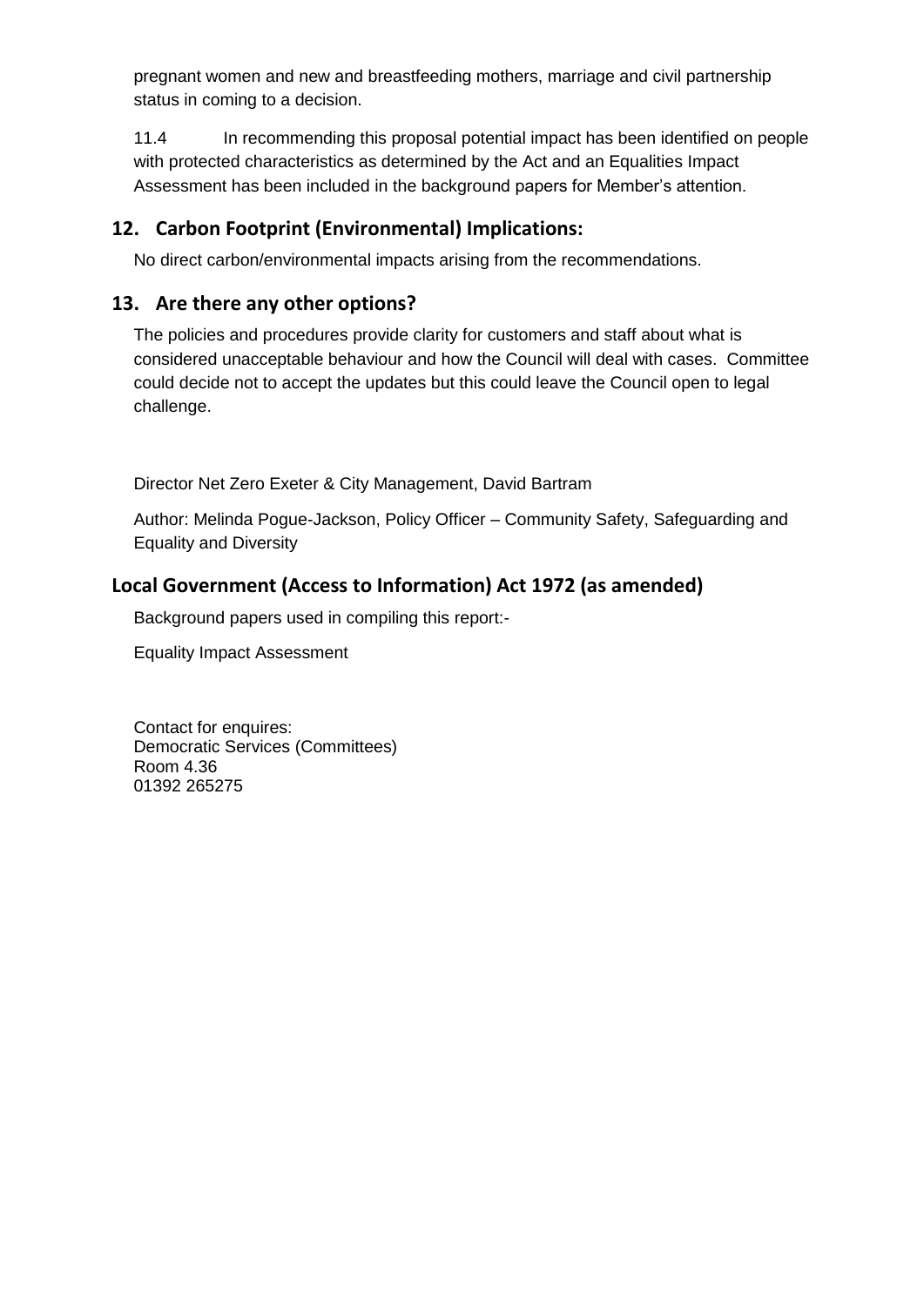pregnant women and new and breastfeeding mothers, marriage and civil partnership status in coming to a decision.

11.4 In recommending this proposal potential impact has been identified on people with protected characteristics as determined by the Act and an Equalities Impact Assessment has been included in the background papers for Member's attention.

## 12. Carbon Footprint (Environmental) Implications:

No direct carbon/environmental impacts arising from the recommendations.

## 13. Are there any other options?

The policies and procedures provide clarity for customers and staff about what is considered unacceptable behaviour and how the Council will deal with cases. Committee could decide not to accept the updates but this could leave the Council open to legal challenge.

Director Net Zero Exeter & City Management, David Bartram

Author: Melinda Pogue-Jackson, Policy Officer – Community Safety, Safeguarding and Equality and Diversity

## Local Government (Access to Information) Act 1972 (as amended)

Background papers used in compiling this report:-

Equality Impact Assessment

Contact for enquires:
Democratic Services (Committees)
Room 4.36
01392 265275